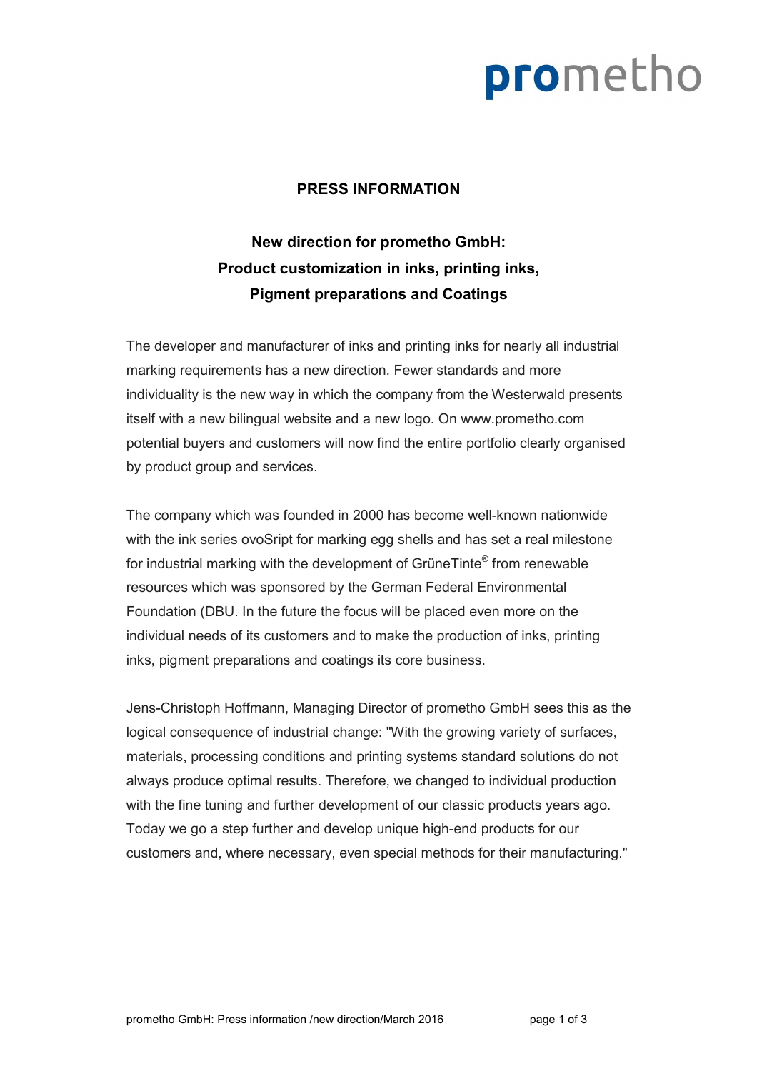prometho

**PRESS INFORMATION**

## New direction for prometho GmbH: Product customization in inks, printing inks, Pigment preparations and Coatings

The developer and manufacturer of inks and printing inks for nearly all industrial marking requirements has a new direction. Fewer standards and more individuality is the new way in which the company from the Westerwald presents itself with a new bilingual website and a new logo. On www.prometho.com potential buyers and customers will now find the entire portfolio clearly organised by product group and services.

The company which was founded in 2000 has become well-known nationwide with the ink series ovoSript for marking egg shells and has set a real milestone for industrial marking with the development of GrüneTinte® from renewable resources which was sponsored by the German Federal Environmental Foundation (DBU. In the future the focus will be placed even more on the individual needs of its customers and to make the production of inks, printing inks, pigment preparations and coatings its core business.

Jens-Christoph Hoffmann, Managing Director of prometho GmbH sees this as the logical consequence of industrial change: "With the growing variety of surfaces, materials, processing conditions and printing systems standard solutions do not always produce optimal results. Therefore, we changed to individual production with the fine tuning and further development of our classic products years ago. Today we go a step further and develop unique high-end products for our customers and, where necessary, even special methods for their manufacturing."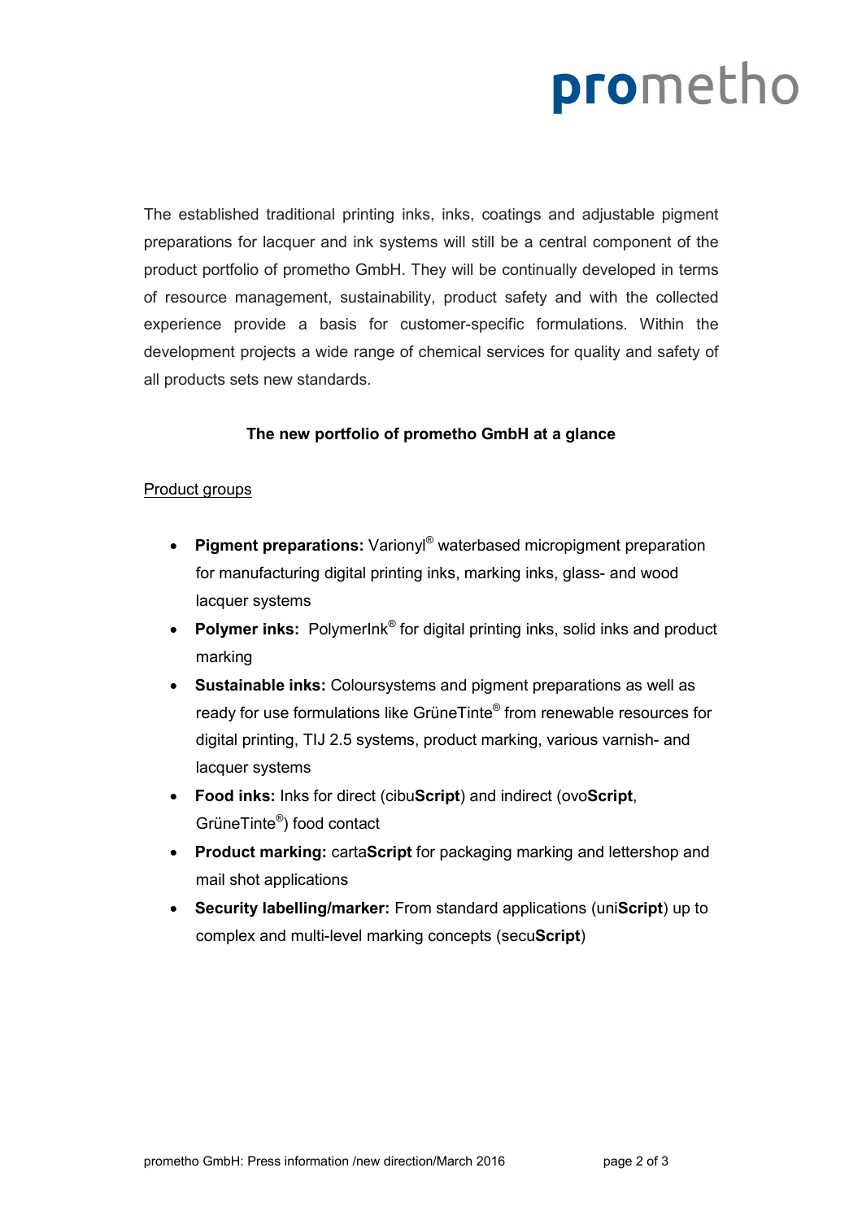The established traditional printing inks, inks, coatings and adjustable pigment preparations for lacquer and ink systems will still be a central component of the product portfolio of prometho GmbH. They will be continually developed in terms of resource management, sustainability, product safety and with the collected experience provide a basis for customer-specific formulations. Within the development projects a wide range of chemical services for quality and safety of all products sets new standards.

**The new portfolio of prometho GmbH at a glance**

Product groups

- **Pigment preparations:** Varionyl® waterbased micropigment preparation for manufacturing digital printing inks, marking inks, glass- and wood lacquer systems
- **Polymer inks:** PolymerInk® for digital printing inks, solid inks and product marking
- **Sustainable inks:** Coloursystems and pigment preparations as well as ready for use formulations like GrüneTinte® from renewable resources for digital printing, TIJ 2.5 systems, product marking, various varnish- and lacquer systems
- **Food inks:** Inks for direct (cibu**Script**) and indirect (ovo**Script**, GrüneTinte®) food contact
- **Product marking:** carta**Script** for packaging marking and lettershop and mail shot applications
- **Security labelling/marker:** From standard applications (uni**Script**) up to complex and multi-level marking concepts (secu**Script**)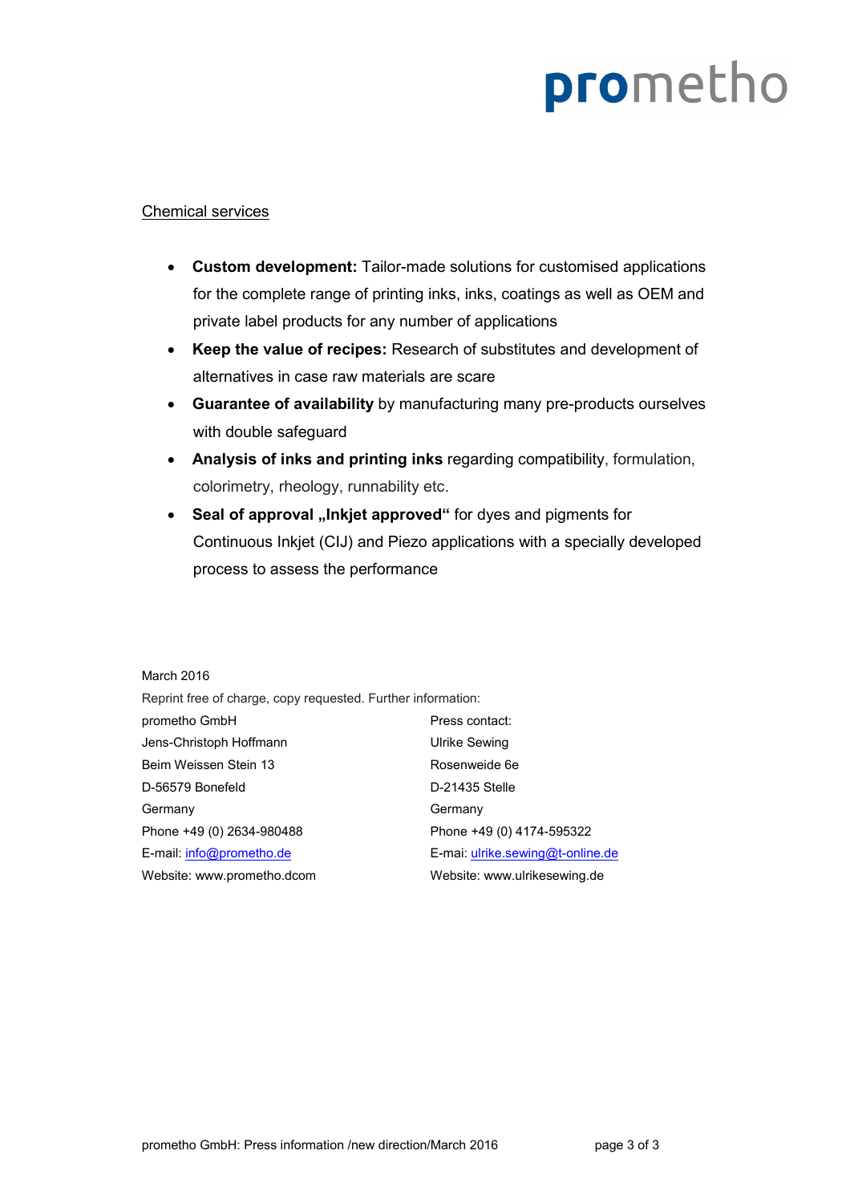prometho

Chemical services

- **Custom development:** Tailor-made solutions for customised applications for the complete range of printing inks, inks, coatings as well as OEM and private label products for any number of applications
- **Keep the value of recipes:** Research of substitutes and development of alternatives in case raw materials are scare
- **Guarantee of availability** by manufacturing many pre-products ourselves with double safeguard
- **Analysis of inks and printing inks** regarding compatibility, formulation, colorimetry, rheology, runnability etc.
- **Seal of approval „Inkjet approved"** for dyes and pigments for Continuous Inkjet (CIJ) and Piezo applications with a specially developed process to assess the performance

March 2016

Reprint free of charge, copy requested. Further information:

prometho GmbH
Jens-Christoph Hoffmann
Beim Weissen Stein 13
D-56579 Bonefeld
Germany
Phone +49 (0) 2634-980488
E-mail: info@prometho.de
Website: www.prometho.dcom

Press contact:
Ulrike Sewing
Rosenweide 6e
D-21435 Stelle
Germany
Phone +49 (0) 4174-595322
E-mai: ulrike.sewing@t-online.de
Website: www.ulrikesewing.de